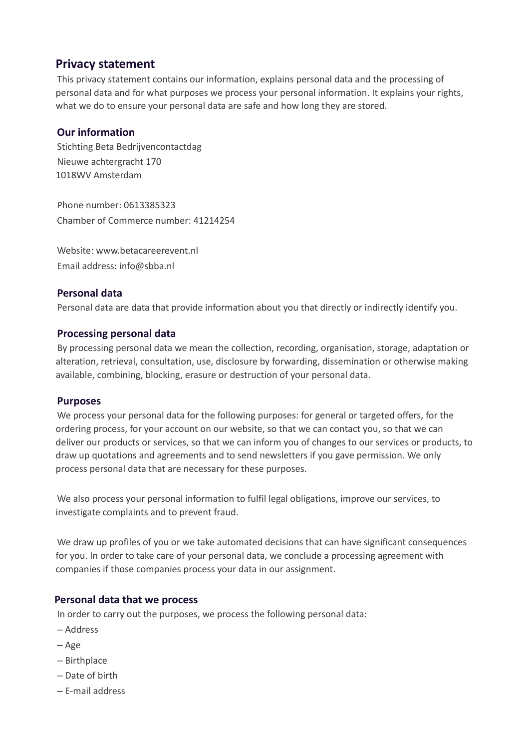# Privacy statement

This privacy statement contains our information, explains personal data and the processing of personal data and for what purposes we process your personal information. It explains your rights, what we do to ensure your personal data are safe and how long they are stored.

## Our information

Stichting Beta Bedrijvencontactdag
Nieuwe achtergracht 170
1018WV Amsterdam

Phone number: 0613385323
Chamber of Commerce number: 41214254

Website: www.betacareerevent.nl
Email address: info@sbba.nl

## Personal data

Personal data are data that provide information about you that directly or indirectly identify you.

## Processing personal data

By processing personal data we mean the collection, recording, organisation, storage, adaptation or alteration, retrieval, consultation, use, disclosure by forwarding, dissemination or otherwise making available, combining, blocking, erasure or destruction of your personal data.

## Purposes

We process your personal data for the following purposes: for general or targeted offers, for the ordering process, for your account on our website, so that we can contact you, so that we can deliver our products or services, so that we can inform you of changes to our services or products, to draw up quotations and agreements and to send newsletters if you gave permission. We only process personal data that are necessary for these purposes.

We also process your personal information to fulfil legal obligations, improve our services, to investigate complaints and to prevent fraud.

We draw up profiles of you or we take automated decisions that can have significant consequences for you. In order to take care of your personal data, we conclude a processing agreement with companies if those companies process your data in our assignment.

## Personal data that we process

In order to carry out the purposes, we process the following personal data:

- Address
- Age
- Birthplace
- Date of birth
- E-mail address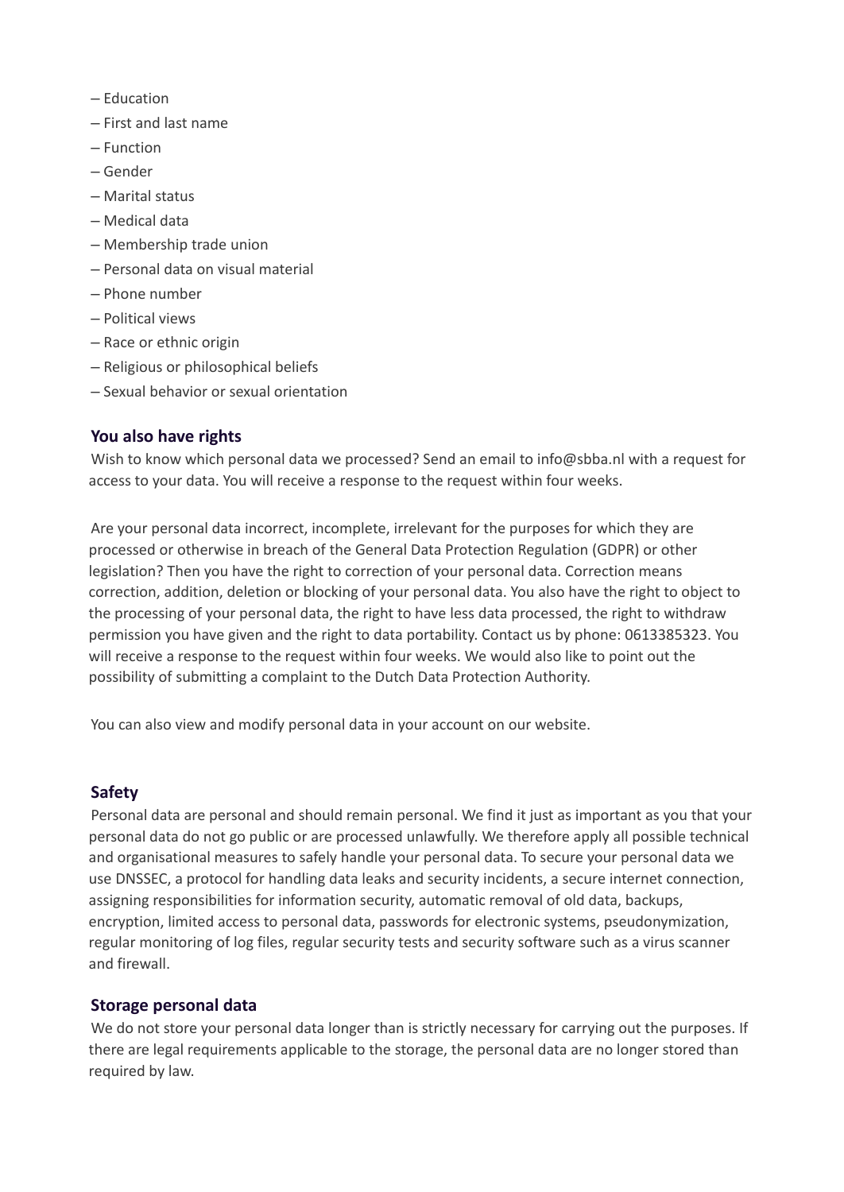– Education
– First and last name
– Function
– Gender
– Marital status
– Medical data
– Membership trade union
– Personal data on visual material
– Phone number
– Political views
– Race or ethnic origin
– Religious or philosophical beliefs
– Sexual behavior or sexual orientation

## You also have rights

Wish to know which personal data we processed? Send an email to info@sbba.nl with a request for access to your data. You will receive a response to the request within four weeks.

Are your personal data incorrect, incomplete, irrelevant for the purposes for which they are processed or otherwise in breach of the General Data Protection Regulation (GDPR) or other legislation? Then you have the right to correction of your personal data. Correction means correction, addition, deletion or blocking of your personal data. You also have the right to object to the processing of your personal data, the right to have less data processed, the right to withdraw permission you have given and the right to data portability. Contact us by phone: 0613385323. You will receive a response to the request within four weeks. We would also like to point out the possibility of submitting a complaint to the Dutch Data Protection Authority.

You can also view and modify personal data in your account on our website.

## Safety

Personal data are personal and should remain personal. We find it just as important as you that your personal data do not go public or are processed unlawfully. We therefore apply all possible technical and organisational measures to safely handle your personal data. To secure your personal data we use DNSSEC, a protocol for handling data leaks and security incidents, a secure internet connection, assigning responsibilities for information security, automatic removal of old data, backups, encryption, limited access to personal data, passwords for electronic systems, pseudonymization, regular monitoring of log files, regular security tests and security software such as a virus scanner and firewall.

## Storage personal data

We do not store your personal data longer than is strictly necessary for carrying out the purposes. If there are legal requirements applicable to the storage, the personal data are no longer stored than required by law.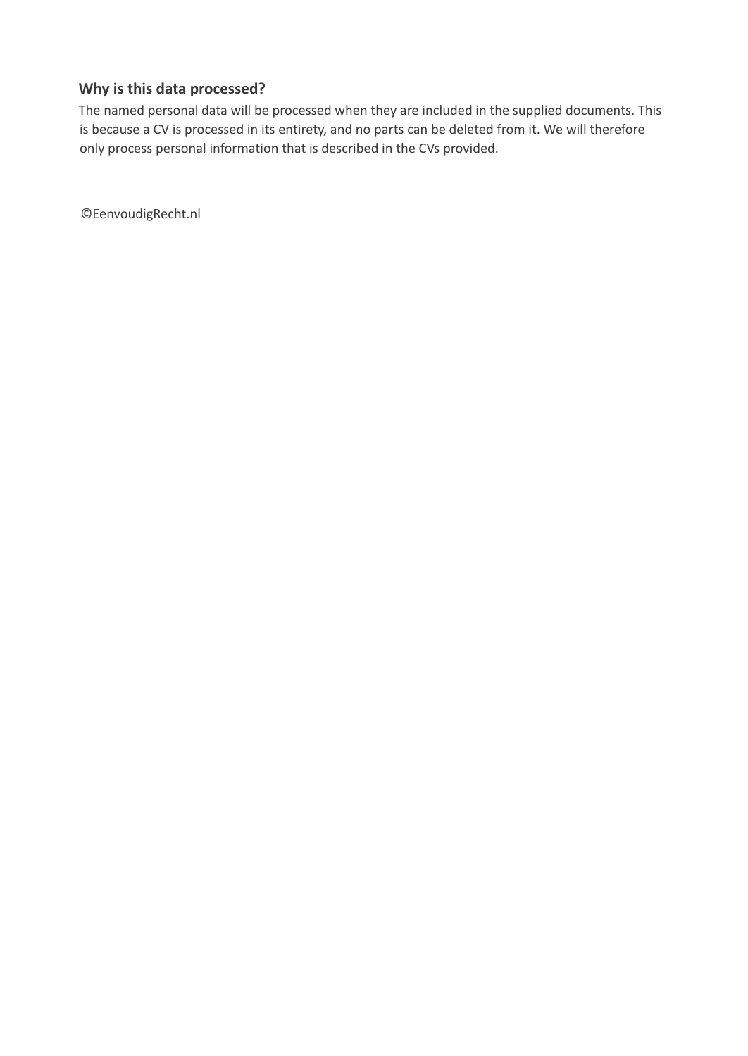**Why is this data processed?**

The named personal data will be processed when they are included in the supplied documents. This is because a CV is processed in its entirety, and no parts can be deleted from it. We will therefore only process personal information that is described in the CVs provided.

©EenvoudigRecht.nl